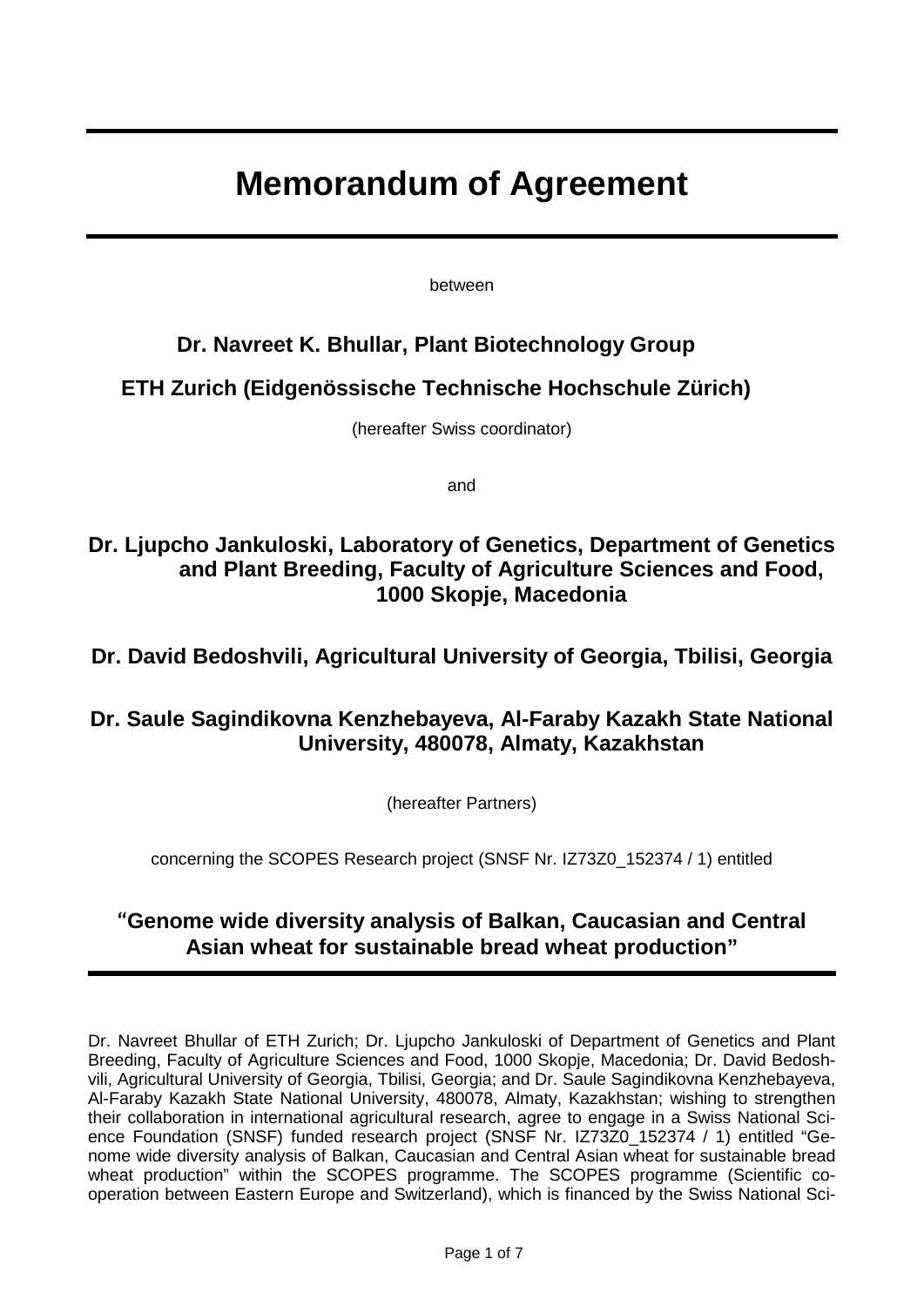# Memorandum of Agreement

between

**Dr. Navreet K. Bhullar, Plant Biotechnology Group**

**ETH Zurich (Eidgenössische Technische Hochschule Zürich)**

(hereafter Swiss coordinator)

and

**Dr. Ljupcho Jankuloski, Laboratory of Genetics, Department of Genetics and Plant Breeding, Faculty of Agriculture Sciences and Food, 1000 Skopje, Macedonia**

**Dr. David Bedoshvili, Agricultural University of Georgia, Tbilisi, Georgia**

**Dr. Saule Sagindikovna Kenzhebayeva, Al-Faraby Kazakh State National University, 480078, Almaty, Kazakhstan**

(hereafter Partners)

concerning the SCOPES Research project (SNSF Nr. IZ73Z0_152374 / 1) entitled

## "Genome wide diversity analysis of Balkan, Caucasian and Central Asian wheat for sustainable bread wheat production"

Dr. Navreet Bhullar of ETH Zurich; Dr. Ljupcho Jankuloski of Department of Genetics and Plant Breeding, Faculty of Agriculture Sciences and Food, 1000 Skopje, Macedonia; Dr. David Bedoshvili, Agricultural University of Georgia, Tbilisi, Georgia; and Dr. Saule Sagindikovna Kenzhebayeva, Al-Faraby Kazakh State National University, 480078, Almaty, Kazakhstan; wishing to strengthen their collaboration in international agricultural research, agree to engage in a Swiss National Science Foundation (SNSF) funded research project (SNSF Nr. IZ73Z0_152374 / 1) entitled "Genome wide diversity analysis of Balkan, Caucasian and Central Asian wheat for sustainable bread wheat production" within the SCOPES programme. The SCOPES programme (Scientific cooperation between Eastern Europe and Switzerland), which is financed by the Swiss National Sci-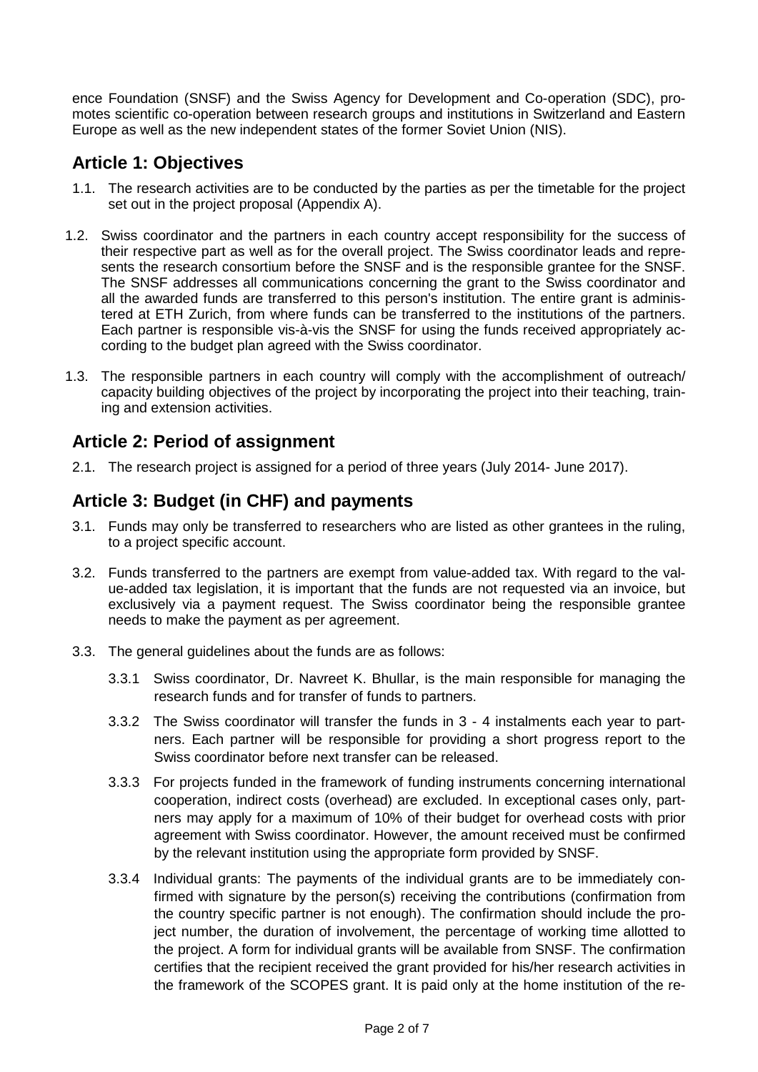ence Foundation (SNSF) and the Swiss Agency for Development and Co-operation (SDC), promotes scientific co-operation between research groups and institutions in Switzerland and Eastern Europe as well as the new independent states of the former Soviet Union (NIS).

## Article 1: Objectives

1.1. The research activities are to be conducted by the parties as per the timetable for the project set out in the project proposal (Appendix A).

1.2. Swiss coordinator and the partners in each country accept responsibility for the success of their respective part as well as for the overall project. The Swiss coordinator leads and represents the research consortium before the SNSF and is the responsible grantee for the SNSF. The SNSF addresses all communications concerning the grant to the Swiss coordinator and all the awarded funds are transferred to this person's institution. The entire grant is administered at ETH Zurich, from where funds can be transferred to the institutions of the partners. Each partner is responsible vis-à-vis the SNSF for using the funds received appropriately according to the budget plan agreed with the Swiss coordinator.

1.3. The responsible partners in each country will comply with the accomplishment of outreach/ capacity building objectives of the project by incorporating the project into their teaching, training and extension activities.

## Article 2: Period of assignment

2.1. The research project is assigned for a period of three years (July 2014- June 2017).

## Article 3: Budget (in CHF) and payments

3.1. Funds may only be transferred to researchers who are listed as other grantees in the ruling, to a project specific account.

3.2. Funds transferred to the partners are exempt from value-added tax. With regard to the value-added tax legislation, it is important that the funds are not requested via an invoice, but exclusively via a payment request. The Swiss coordinator being the responsible grantee needs to make the payment as per agreement.

3.3. The general guidelines about the funds are as follows:

3.3.1 Swiss coordinator, Dr. Navreet K. Bhullar, is the main responsible for managing the research funds and for transfer of funds to partners.

3.3.2 The Swiss coordinator will transfer the funds in 3 - 4 instalments each year to partners. Each partner will be responsible for providing a short progress report to the Swiss coordinator before next transfer can be released.

3.3.3 For projects funded in the framework of funding instruments concerning international cooperation, indirect costs (overhead) are excluded. In exceptional cases only, partners may apply for a maximum of 10% of their budget for overhead costs with prior agreement with Swiss coordinator. However, the amount received must be confirmed by the relevant institution using the appropriate form provided by SNSF.

3.3.4 Individual grants: The payments of the individual grants are to be immediately confirmed with signature by the person(s) receiving the contributions (confirmation from the country specific partner is not enough). The confirmation should include the project number, the duration of involvement, the percentage of working time allotted to the project. A form for individual grants will be available from SNSF. The confirmation certifies that the recipient received the grant provided for his/her research activities in the framework of the SCOPES grant. It is paid only at the home institution of the re-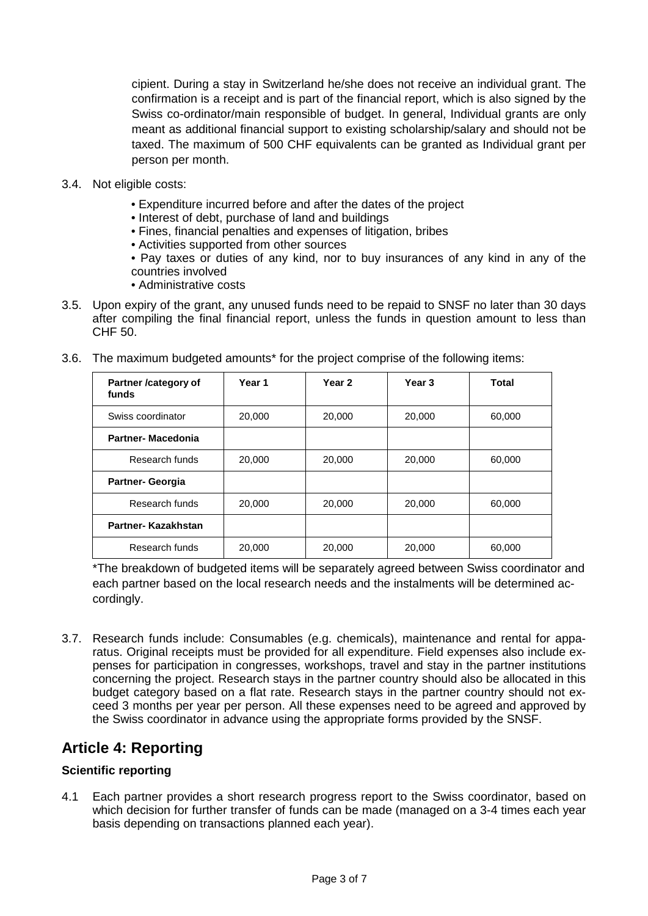cipient. During a stay in Switzerland he/she does not receive an individual grant. The confirmation is a receipt and is part of the financial report, which is also signed by the Swiss co-ordinator/main responsible of budget. In general, Individual grants are only meant as additional financial support to existing scholarship/salary and should not be taxed. The maximum of 500 CHF equivalents can be granted as Individual grant per person per month.

3.4. Not eligible costs:

- Expenditure incurred before and after the dates of the project
- Interest of debt, purchase of land and buildings
- Fines, financial penalties and expenses of litigation, bribes
- Activities supported from other sources
- Pay taxes or duties of any kind, nor to buy insurances of any kind in any of the countries involved
- Administrative costs

3.5. Upon expiry of the grant, any unused funds need to be repaid to SNSF no later than 30 days after compiling the final financial report, unless the funds in question amount to less than CHF 50.

3.6. The maximum budgeted amounts* for the project comprise of the following items:

| Partner /category of funds | Year 1 | Year 2 | Year 3 | Total |
|---|---|---|---|---|
| Swiss coordinator | 20,000 | 20,000 | 20,000 | 60,000 |
| **Partner- Macedonia** | | | | |
| Research funds | 20,000 | 20,000 | 20,000 | 60,000 |
| **Partner- Georgia** | | | | |
| Research funds | 20,000 | 20,000 | 20,000 | 60,000 |
| **Partner- Kazakhstan** | | | | |
| Research funds | 20,000 | 20,000 | 20,000 | 60,000 |

*The breakdown of budgeted items will be separately agreed between Swiss coordinator and each partner based on the local research needs and the instalments will be determined accordingly.

3.7. Research funds include: Consumables (e.g. chemicals), maintenance and rental for apparatus. Original receipts must be provided for all expenditure. Field expenses also include expenses for participation in congresses, workshops, travel and stay in the partner institutions concerning the project. Research stays in the partner country should also be allocated in this budget category based on a flat rate. Research stays in the partner country should not exceed 3 months per year per person. All these expenses need to be agreed and approved by the Swiss coordinator in advance using the appropriate forms provided by the SNSF.

## Article 4: Reporting

**Scientific reporting**

4.1 Each partner provides a short research progress report to the Swiss coordinator, based on which decision for further transfer of funds can be made (managed on a 3-4 times each year basis depending on transactions planned each year).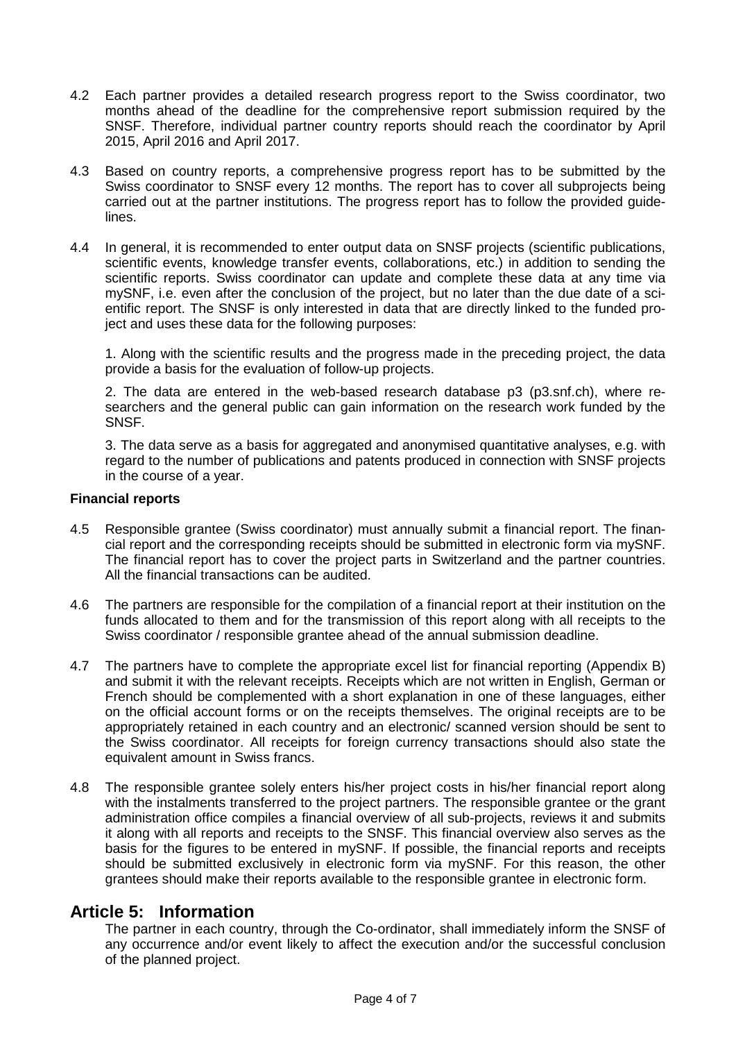4.2 Each partner provides a detailed research progress report to the Swiss coordinator, two months ahead of the deadline for the comprehensive report submission required by the SNSF. Therefore, individual partner country reports should reach the coordinator by April 2015, April 2016 and April 2017.

4.3 Based on country reports, a comprehensive progress report has to be submitted by the Swiss coordinator to SNSF every 12 months. The report has to cover all subprojects being carried out at the partner institutions. The progress report has to follow the provided guidelines.

4.4 In general, it is recommended to enter output data on SNSF projects (scientific publications, scientific events, knowledge transfer events, collaborations, etc.) in addition to sending the scientific reports. Swiss coordinator can update and complete these data at any time via mySNF, i.e. even after the conclusion of the project, but no later than the due date of a scientific report. The SNSF is only interested in data that are directly linked to the funded project and uses these data for the following purposes:

1. Along with the scientific results and the progress made in the preceding project, the data provide a basis for the evaluation of follow-up projects.

2. The data are entered in the web-based research database p3 (p3.snf.ch), where researchers and the general public can gain information on the research work funded by the SNSF.

3. The data serve as a basis for aggregated and anonymised quantitative analyses, e.g. with regard to the number of publications and patents produced in connection with SNSF projects in the course of a year.

**Financial reports**

4.5 Responsible grantee (Swiss coordinator) must annually submit a financial report. The financial report and the corresponding receipts should be submitted in electronic form via mySNF. The financial report has to cover the project parts in Switzerland and the partner countries. All the financial transactions can be audited.

4.6 The partners are responsible for the compilation of a financial report at their institution on the funds allocated to them and for the transmission of this report along with all receipts to the Swiss coordinator / responsible grantee ahead of the annual submission deadline.

4.7 The partners have to complete the appropriate excel list for financial reporting (Appendix B) and submit it with the relevant receipts. Receipts which are not written in English, German or French should be complemented with a short explanation in one of these languages, either on the official account forms or on the receipts themselves. The original receipts are to be appropriately retained in each country and an electronic/ scanned version should be sent to the Swiss coordinator. All receipts for foreign currency transactions should also state the equivalent amount in Swiss francs.

4.8 The responsible grantee solely enters his/her project costs in his/her financial report along with the instalments transferred to the project partners. The responsible grantee or the grant administration office compiles a financial overview of all sub-projects, reviews it and submits it along with all reports and receipts to the SNSF. This financial overview also serves as the basis for the figures to be entered in mySNF. If possible, the financial reports and receipts should be submitted exclusively in electronic form via mySNF. For this reason, the other grantees should make their reports available to the responsible grantee in electronic form.

## Article 5: Information

The partner in each country, through the Co-ordinator, shall immediately inform the SNSF of any occurrence and/or event likely to affect the execution and/or the successful conclusion of the planned project.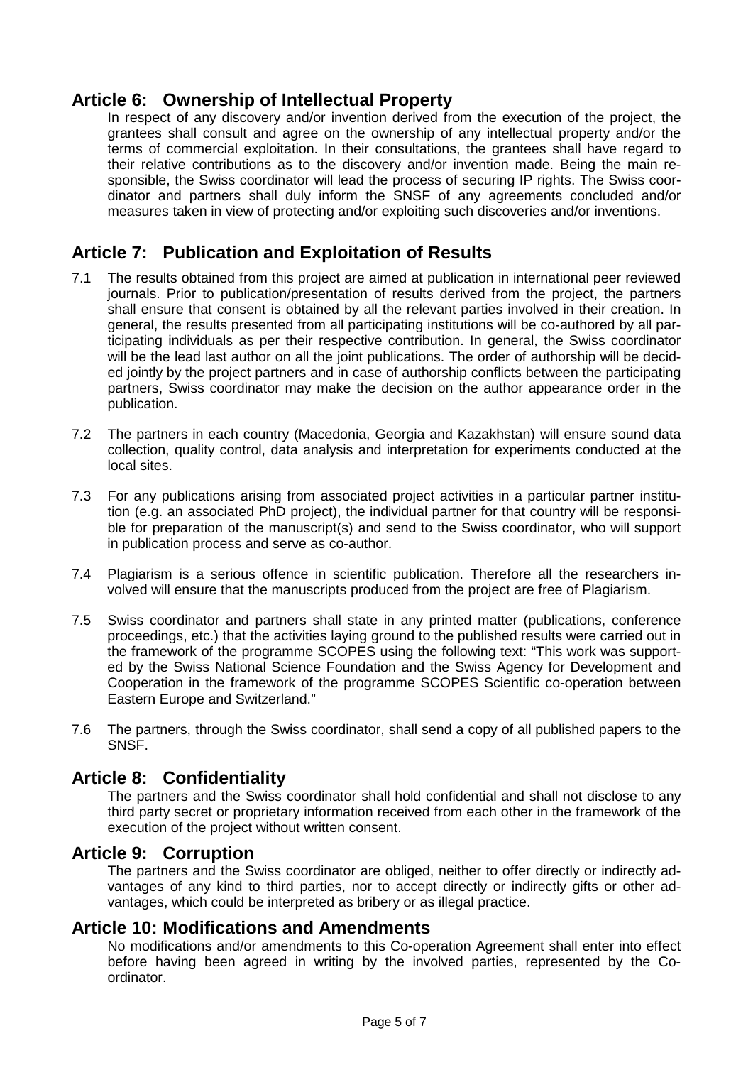## Article 6: Ownership of Intellectual Property

In respect of any discovery and/or invention derived from the execution of the project, the grantees shall consult and agree on the ownership of any intellectual property and/or the terms of commercial exploitation. In their consultations, the grantees shall have regard to their relative contributions as to the discovery and/or invention made. Being the main responsible, the Swiss coordinator will lead the process of securing IP rights. The Swiss coordinator and partners shall duly inform the SNSF of any agreements concluded and/or measures taken in view of protecting and/or exploiting such discoveries and/or inventions.

## Article 7: Publication and Exploitation of Results

7.1 The results obtained from this project are aimed at publication in international peer reviewed journals. Prior to publication/presentation of results derived from the project, the partners shall ensure that consent is obtained by all the relevant parties involved in their creation. In general, the results presented from all participating institutions will be co-authored by all participating individuals as per their respective contribution. In general, the Swiss coordinator will be the lead last author on all the joint publications. The order of authorship will be decided jointly by the project partners and in case of authorship conflicts between the participating partners, Swiss coordinator may make the decision on the author appearance order in the publication.

7.2 The partners in each country (Macedonia, Georgia and Kazakhstan) will ensure sound data collection, quality control, data analysis and interpretation for experiments conducted at the local sites.

7.3 For any publications arising from associated project activities in a particular partner institution (e.g. an associated PhD project), the individual partner for that country will be responsible for preparation of the manuscript(s) and send to the Swiss coordinator, who will support in publication process and serve as co-author.

7.4 Plagiarism is a serious offence in scientific publication. Therefore all the researchers involved will ensure that the manuscripts produced from the project are free of Plagiarism.

7.5 Swiss coordinator and partners shall state in any printed matter (publications, conference proceedings, etc.) that the activities laying ground to the published results were carried out in the framework of the programme SCOPES using the following text: "This work was supported by the Swiss National Science Foundation and the Swiss Agency for Development and Cooperation in the framework of the programme SCOPES Scientific co-operation between Eastern Europe and Switzerland."

7.6 The partners, through the Swiss coordinator, shall send a copy of all published papers to the SNSF.

## Article 8: Confidentiality

The partners and the Swiss coordinator shall hold confidential and shall not disclose to any third party secret or proprietary information received from each other in the framework of the execution of the project without written consent.

## Article 9: Corruption

The partners and the Swiss coordinator are obliged, neither to offer directly or indirectly advantages of any kind to third parties, nor to accept directly or indirectly gifts or other advantages, which could be interpreted as bribery or as illegal practice.

## Article 10: Modifications and Amendments

No modifications and/or amendments to this Co-operation Agreement shall enter into effect before having been agreed in writing by the involved parties, represented by the Co-ordinator.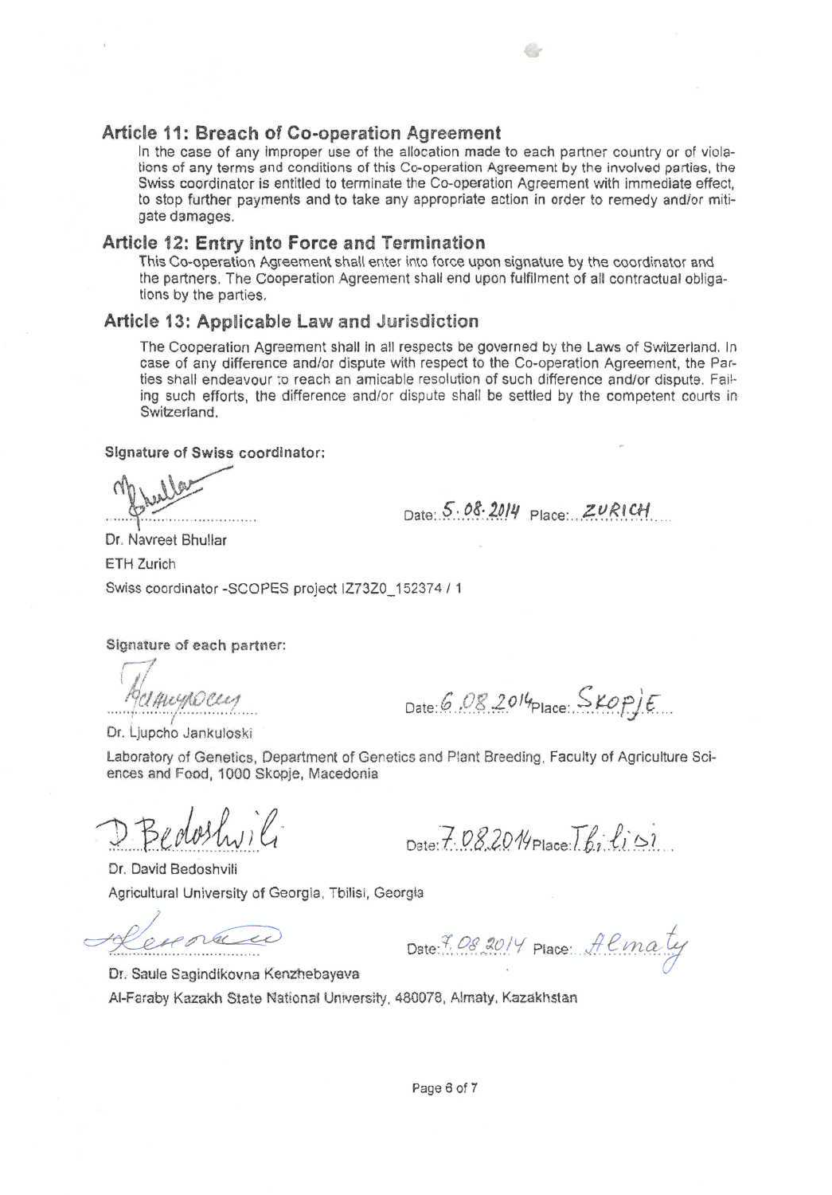## Article 11: Breach of Co-operation Agreement

In the case of any improper use of the allocation made to each partner country or of violations of any terms and conditions of this Co-operation Agreement by the involved parties, the Swiss coordinator is entitled to terminate the Co-operation Agreement with immediate effect, to stop further payments and to take any appropriate action in order to remedy and/or mitigate damages.

## Article 12: Entry into Force and Termination

This Co-operation Agreement shall enter into force upon signature by the coordinator and the partners. The Cooperation Agreement shall end upon fulfilment of all contractual obligations by the parties.

## Article 13: Applicable Law and Jurisdiction

The Cooperation Agreement shall in all respects be governed by the Laws of Switzerland. In case of any difference and/or dispute with respect to the Co-operation Agreement, the Parties shall endeavour to reach an amicable resolution of such difference and/or dispute. Failing such efforts, the difference and/or dispute shall be settled by the competent courts in Switzerland.

**Signature of Swiss coordinator:**

[signature] Date: 5.08.2014 Place: ZURICH

Dr. Navreet Bhullar

ETH Zurich

Swiss coordinator -SCOPES project IZ73Z0_152374 / 1

**Signature of each partner:**

[signature] Date: 6.08.2014 Place: SKOPJE

Dr. Ljupcho Jankuloski

Laboratory of Genetics, Department of Genetics and Plant Breeding, Faculty of Agriculture Sciences and Food, 1000 Skopje, Macedonia

D Bedoshvili Date: 7.08.2014 Place: Tbilisi

Dr. David Bedoshvili

Agricultural University of Georgia, Tbilisi, Georgia

[signature] Date: 7.08.2014 Place: Almaty

Dr. Saule Sagindikovna Kenzhebayeva

Al-Faraby Kazakh State National University, 480078, Almaty, Kazakhstan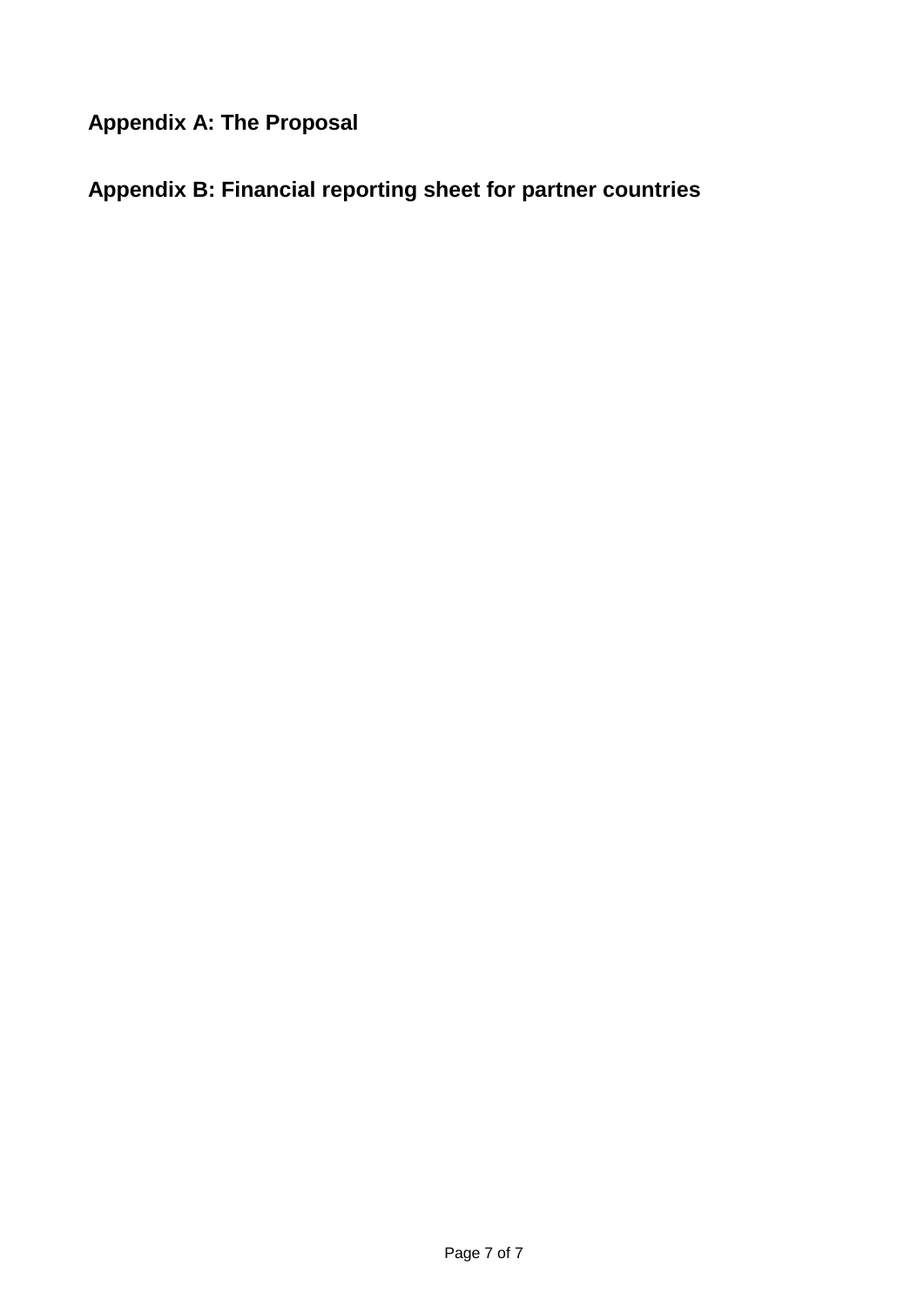## Appendix A: The Proposal

## Appendix B: Financial reporting sheet for partner countries